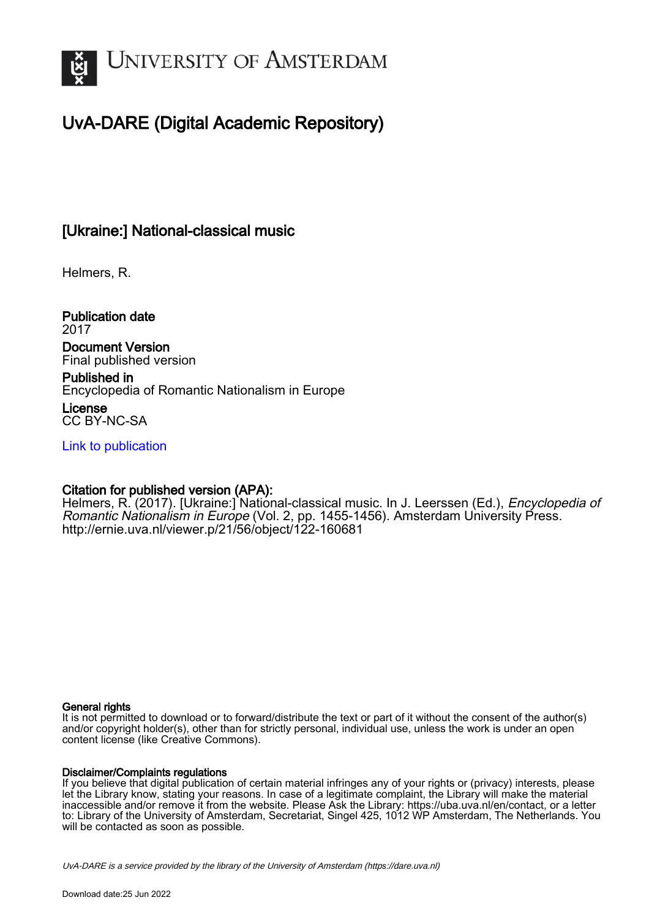UNIVERSITY OF AMSTERDAM

# UvA-DARE (Digital Academic Repository)

## [Ukraine:] National-classical music

Helmers, R.

**Publication date**
2017

**Document Version**
Final published version

**Published in**
Encyclopedia of Romantic Nationalism in Europe

**License**
CC BY-NC-SA

Link to publication

**Citation for published version (APA):**
Helmers, R. (2017). [Ukraine:] National-classical music. In J. Leerssen (Ed.), *Encyclopedia of Romantic Nationalism in Europe* (Vol. 2, pp. 1455-1456). Amsterdam University Press. http://ernie.uva.nl/viewer.p/21/56/object/122-160681

**General rights**
It is not permitted to download or to forward/distribute the text or part of it without the consent of the author(s) and/or copyright holder(s), other than for strictly personal, individual use, unless the work is under an open content license (like Creative Commons).

**Disclaimer/Complaints regulations**
If you believe that digital publication of certain material infringes any of your rights or (privacy) interests, please let the Library know, stating your reasons. In case of a legitimate complaint, the Library will make the material inaccessible and/or remove it from the website. Please Ask the Library: https://uba.uva.nl/en/contact, or a letter to: Library of the University of Amsterdam, Secretariat, Singel 425, 1012 WP Amsterdam, The Netherlands. You will be contacted as soon as possible.

UvA-DARE is a service provided by the library of the University of Amsterdam (https://dare.uva.nl)

Download date:25 Jun 2022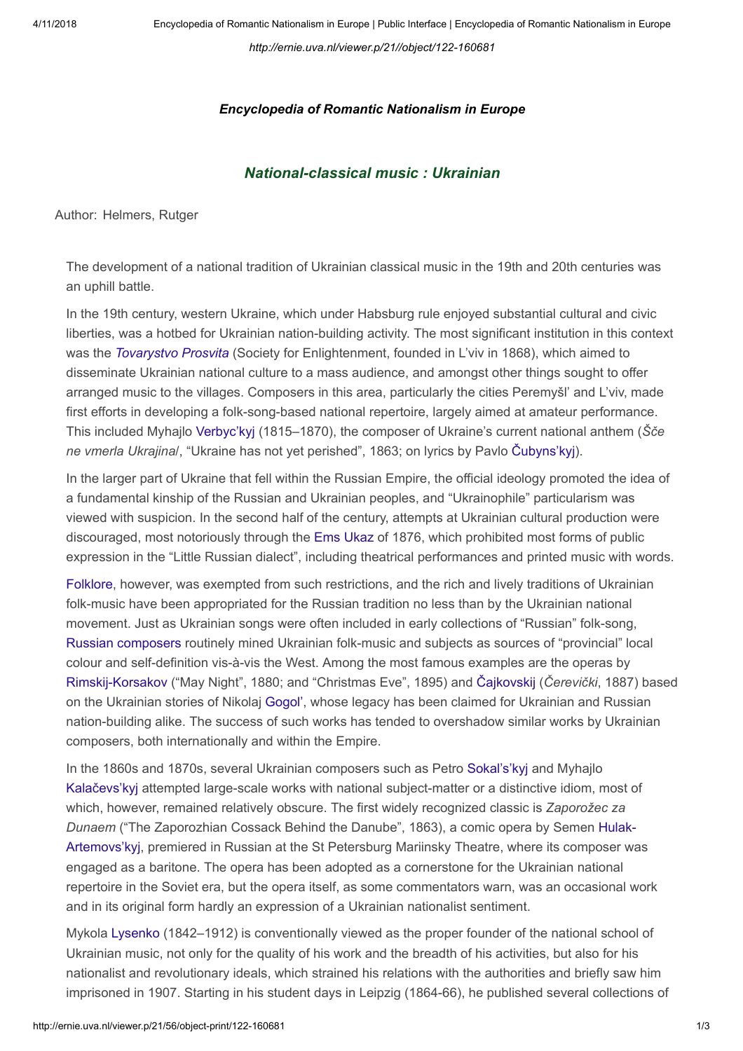*Encyclopedia of Romantic Nationalism in Europe*

## *National-classical music : Ukrainian*

Author: Helmers, Rutger

The development of a national tradition of Ukrainian classical music in the 19th and 20th centuries was an uphill battle.

In the 19th century, western Ukraine, which under Habsburg rule enjoyed substantial cultural and civic liberties, was a hotbed for Ukrainian nation-building activity. The most significant institution in this context was the *Tovarystvo Prosvita* (Society for Enlightenment, founded in L'viv in 1868), which aimed to disseminate Ukrainian national culture to a mass audience, and amongst other things sought to offer arranged music to the villages. Composers in this area, particularly the cities Peremyšl' and L'viv, made first efforts in developing a folk-song-based national repertoire, largely aimed at amateur performance. This included Myhajlo Verbyc'kyj (1815–1870), the composer of Ukraine's current national anthem (*Šče ne vmerla Ukrajina*/, "Ukraine has not yet perished", 1863; on lyrics by Pavlo Čubyns'kyj).

In the larger part of Ukraine that fell within the Russian Empire, the official ideology promoted the idea of a fundamental kinship of the Russian and Ukrainian peoples, and "Ukrainophile" particularism was viewed with suspicion. In the second half of the century, attempts at Ukrainian cultural production were discouraged, most notoriously through the Ems Ukaz of 1876, which prohibited most forms of public expression in the "Little Russian dialect", including theatrical performances and printed music with words.

Folklore, however, was exempted from such restrictions, and the rich and lively traditions of Ukrainian folk-music have been appropriated for the Russian tradition no less than by the Ukrainian national movement. Just as Ukrainian songs were often included in early collections of "Russian" folk-song, Russian composers routinely mined Ukrainian folk-music and subjects as sources of "provincial" local colour and self-definition vis-à-vis the West. Among the most famous examples are the operas by Rimskij-Korsakov ("May Night", 1880; and "Christmas Eve", 1895) and Čajkovskij (*Čerevički*, 1887) based on the Ukrainian stories of Nikolaj Gogol', whose legacy has been claimed for Ukrainian and Russian nation-building alike. The success of such works has tended to overshadow similar works by Ukrainian composers, both internationally and within the Empire.

In the 1860s and 1870s, several Ukrainian composers such as Petro Sokal's'kyj and Myhajlo Kalačevs'kyj attempted large-scale works with national subject-matter or a distinctive idiom, most of which, however, remained relatively obscure. The first widely recognized classic is *Zaporožec za Dunaem* ("The Zaporozhian Cossack Behind the Danube", 1863), a comic opera by Semen Hulak-Artemovs'kyj, premiered in Russian at the St Petersburg Mariinsky Theatre, where its composer was engaged as a baritone. The opera has been adopted as a cornerstone for the Ukrainian national repertoire in the Soviet era, but the opera itself, as some commentators warn, was an occasional work and in its original form hardly an expression of a Ukrainian nationalist sentiment.

Mykola Lysenko (1842–1912) is conventionally viewed as the proper founder of the national school of Ukrainian music, not only for the quality of his work and the breadth of his activities, but also for his nationalist and revolutionary ideals, which strained his relations with the authorities and briefly saw him imprisoned in 1907. Starting in his student days in Leipzig (1864-66), he published several collections of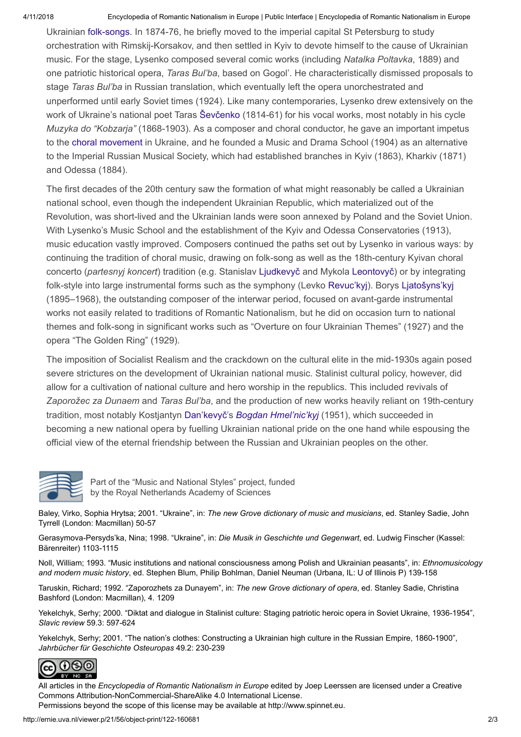Ukrainian folk-songs. In 1874-76, he briefly moved to the imperial capital St Petersburg to study orchestration with Rimskij-Korsakov, and then settled in Kyiv to devote himself to the cause of Ukrainian music. For the stage, Lysenko composed several comic works (including *Natalka Poltavka*, 1889) and one patriotic historical opera, *Taras Bul'ba*, based on Gogol'. He characteristically dismissed proposals to stage *Taras Bul'ba* in Russian translation, which eventually left the opera unorchestrated and unperformed until early Soviet times (1924). Like many contemporaries, Lysenko drew extensively on the work of Ukraine's national poet Taras Ševčenko (1814-61) for his vocal works, most notably in his cycle *Muzyka do "Kobzarja"* (1868-1903). As a composer and choral conductor, he gave an important impetus to the choral movement in Ukraine, and he founded a Music and Drama School (1904) as an alternative to the Imperial Russian Musical Society, which had established branches in Kyiv (1863), Kharkiv (1871) and Odessa (1884).

The first decades of the 20th century saw the formation of what might reasonably be called a Ukrainian national school, even though the independent Ukrainian Republic, which materialized out of the Revolution, was short-lived and the Ukrainian lands were soon annexed by Poland and the Soviet Union. With Lysenko's Music School and the establishment of the Kyiv and Odessa Conservatories (1913), music education vastly improved. Composers continued the paths set out by Lysenko in various ways: by continuing the tradition of choral music, drawing on folk-song as well as the 18th-century Kyivan choral concerto (*partesnyj koncert*) tradition (e.g. Stanislav Ljudkevyč and Mykola Leontovyč) or by integrating folk-style into large instrumental forms such as the symphony (Levko Revuc'kyj). Borys Ljatošyns'kyj (1895–1968), the outstanding composer of the interwar period, focused on avant-garde instrumental works not easily related to traditions of Romantic Nationalism, but he did on occasion turn to national themes and folk-song in significant works such as "Overture on four Ukrainian Themes" (1927) and the opera "The Golden Ring" (1929).

The imposition of Socialist Realism and the crackdown on the cultural elite in the mid-1930s again posed severe strictures on the development of Ukrainian national music. Stalinist cultural policy, however, did allow for a cultivation of national culture and hero worship in the republics. This included revivals of *Zaporožec za Dunaem* and *Taras Bul'ba*, and the production of new works heavily reliant on 19th-century tradition, most notably Kostjantyn Dan'kevyč's *Bogdan Hmel'nic'kyj* (1951), which succeeded in becoming a new national opera by fuelling Ukrainian national pride on the one hand while espousing the official view of the eternal friendship between the Russian and Ukrainian peoples on the other.

Part of the "Music and National Styles" project, funded by the Royal Netherlands Academy of Sciences

Baley, Virko, Sophia Hrytsa; 2001. "Ukraine", in: *The new Grove dictionary of music and musicians*, ed. Stanley Sadie, John Tyrrell (London: Macmillan) 50-57

Gerasymova-Persyds'ka, Nina; 1998. "Ukraine", in: *Die Musik in Geschichte und Gegenwart*, ed. Ludwig Finscher (Kassel: Bärenreiter) 1103-1115

Noll, William; 1993. "Music institutions and national consciousness among Polish and Ukrainian peasants", in: *Ethnomusicology and modern music history*, ed. Stephen Blum, Philip Bohlman, Daniel Neuman (Urbana, IL: U of Illinois P) 139-158

Taruskin, Richard; 1992. "Zaporozhets za Dunayem", in: *The new Grove dictionary of opera*, ed. Stanley Sadie, Christina Bashford (London: Macmillan), 4. 1209

Yekelchyk, Serhy; 2000. "Diktat and dialogue in Stalinist culture: Staging patriotic heroic opera in Soviet Ukraine, 1936-1954", *Slavic review* 59.3: 597-624

Yekelchyk, Serhy; 2001. "The nation's clothes: Constructing a Ukrainian high culture in the Russian Empire, 1860-1900", *Jahrbücher für Geschichte Osteuropas* 49.2: 230-239

All articles in the *Encyclopedia of Romantic Nationalism in Europe* edited by Joep Leerssen are licensed under a Creative Commons Attribution-NonCommercial-ShareAlike 4.0 International License.
Permissions beyond the scope of this license may be available at http://www.spinnet.eu.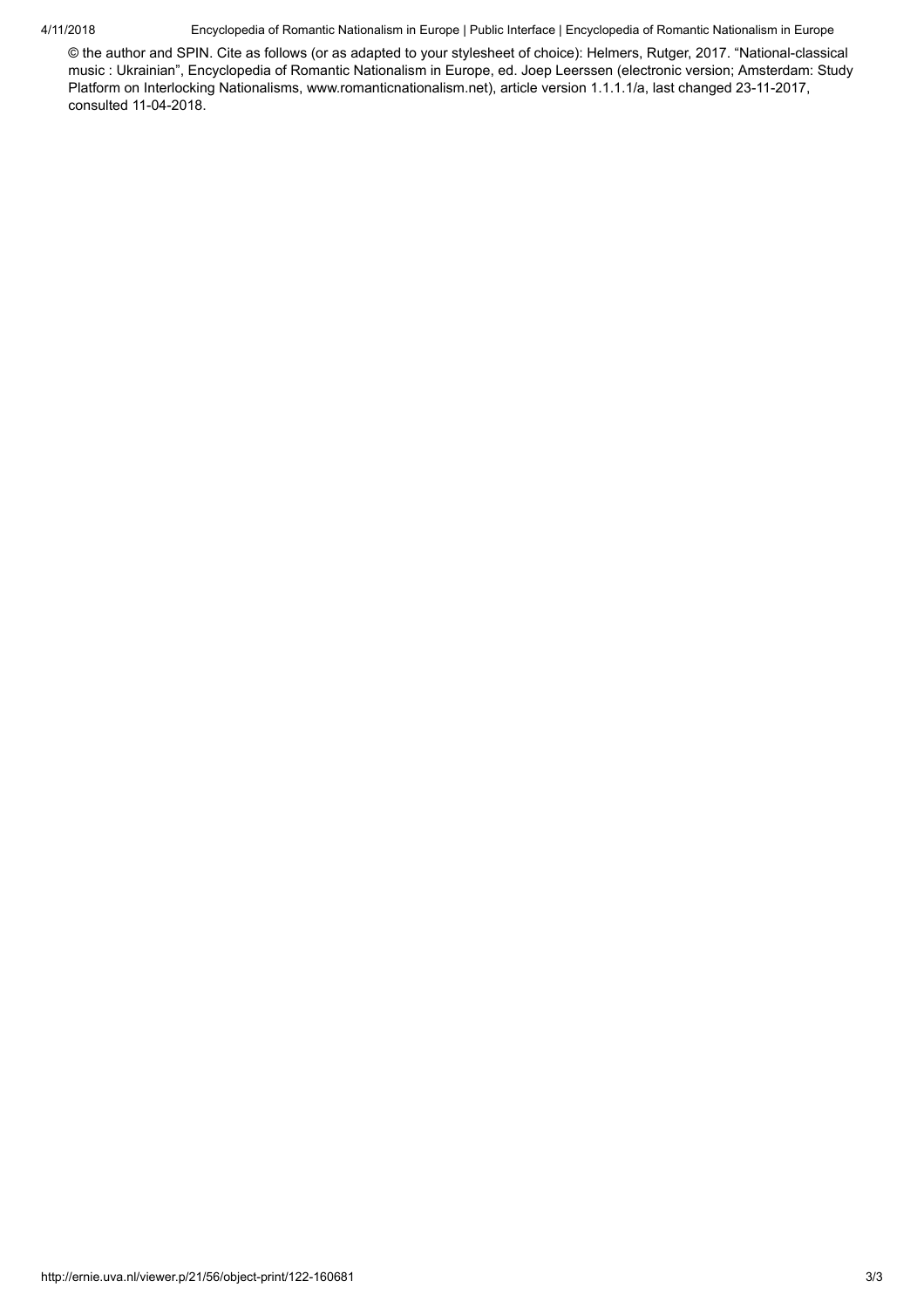© the author and SPIN. Cite as follows (or as adapted to your stylesheet of choice): Helmers, Rutger, 2017. “National-classical music : Ukrainian”, Encyclopedia of Romantic Nationalism in Europe, ed. Joep Leerssen (electronic version; Amsterdam: Study Platform on Interlocking Nationalisms, www.romanticnationalism.net), article version 1.1.1.1/a, last changed 23-11-2017, consulted 11-04-2018.